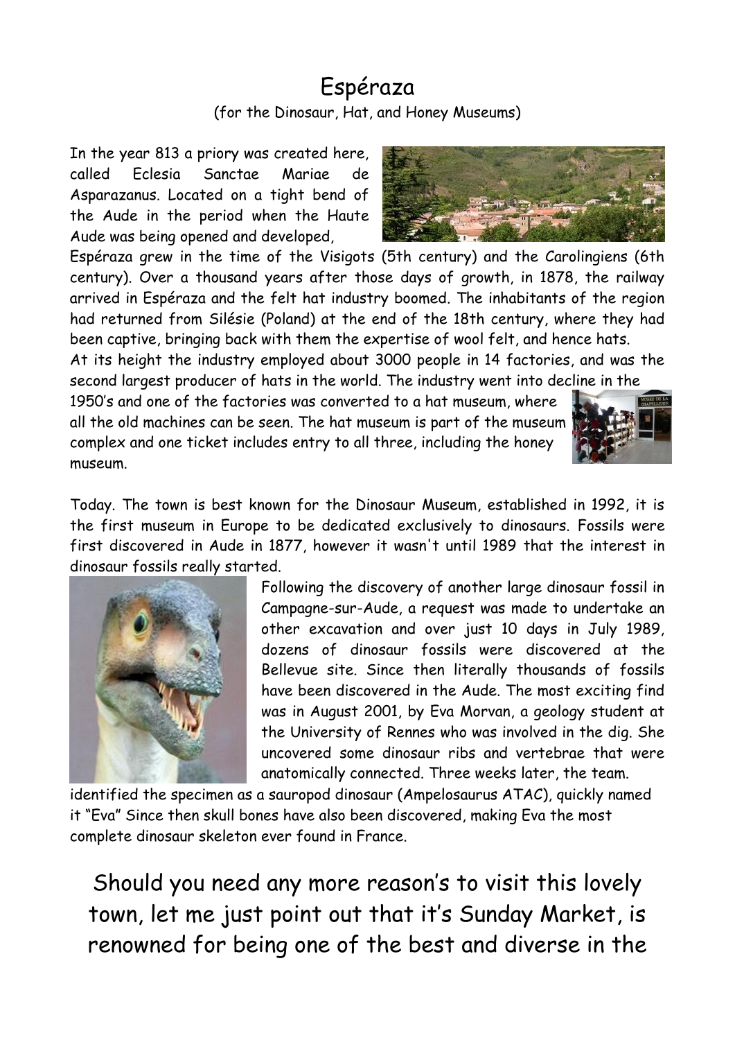# Espéraza

(for the Dinosaur, Hat, and Honey Museums)

In the year 813 a priory was created here, called Eclesia Sanctae Mariae de Asparazanus. Located on a tight bend of the Aude in the period when the Haute Aude was being opened and developed, Espéraza grew in the time of the Visigots (5th century) and the Carolingiens (6th century). Over a thousand years after those days of growth, in 1878, the railway arrived in Espéraza and the felt hat industry boomed. The inhabitants of the region had returned from Silésie (Poland) at the end of the 18th century, where they had been captive, bringing back with them the expertise of wool felt, and hence hats.

At its height the industry employed about 3000 people in 14 factories, and was the second largest producer of hats in the world. The industry went into decline in the 1950's and one of the factories was converted to a hat museum, where all the old machines can be seen. The hat museum is part of the museum complex and one ticket includes entry to all three, including the honey museum.

Today. The town is best known for the Dinosaur Museum, established in 1992, it is the first museum in Europe to be dedicated exclusively to dinosaurs. Fossils were first discovered in Aude in 1877, however it wasn't until 1989 that the interest in dinosaur fossils really started.

Following the discovery of another large dinosaur fossil in Campagne-sur-Aude, a request was made to undertake an other excavation and over just 10 days in July 1989, dozens of dinosaur fossils were discovered at the Bellevue site. Since then literally thousands of fossils have been discovered in the Aude. The most exciting find was in August 2001, by Eva Morvan, a geology student at the University of Rennes who was involved in the dig. She uncovered some dinosaur ribs and vertebrae that were anatomically connected. Three weeks later, the team. identified the specimen as a sauropod dinosaur (Ampelosaurus ATAC), quickly named it "Eva" Since then skull bones have also been discovered, making Eva the most complete dinosaur skeleton ever found in France.

Should you need any more reason's to visit this lovely town, let me just point out that it's Sunday Market, is renowned for being one of the best and diverse in the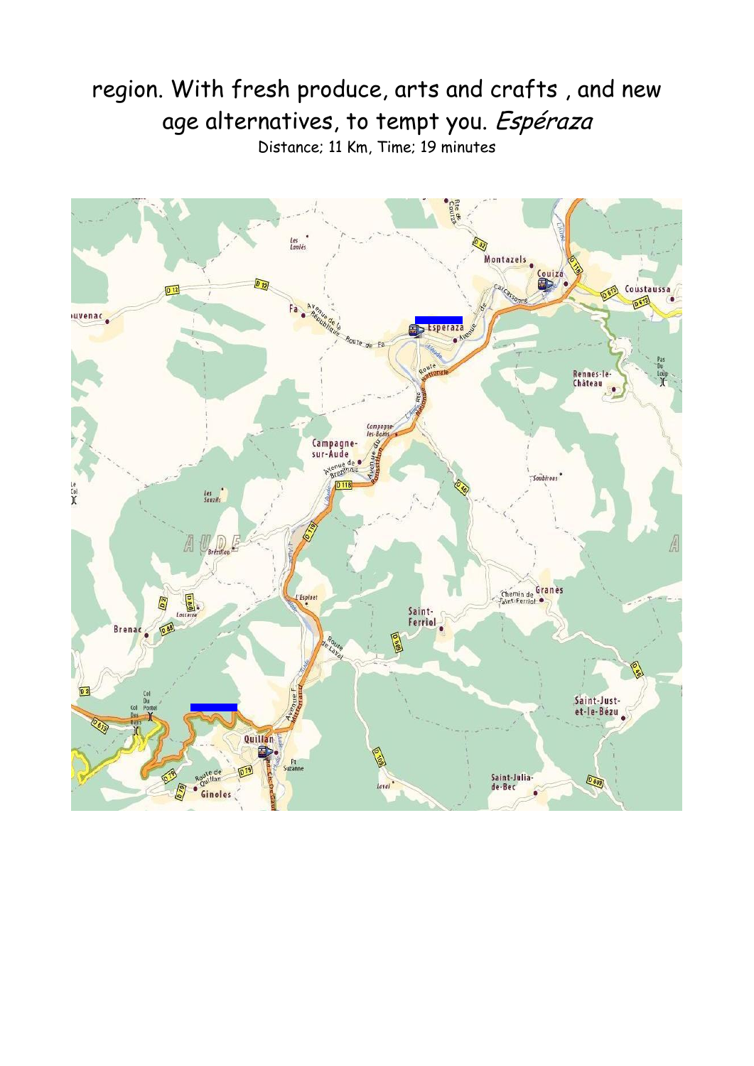region. With fresh produce, arts and crafts , and new age alternatives, to tempt you. *Espéraza*

Distance; 11 Km, Time; 19 minutes